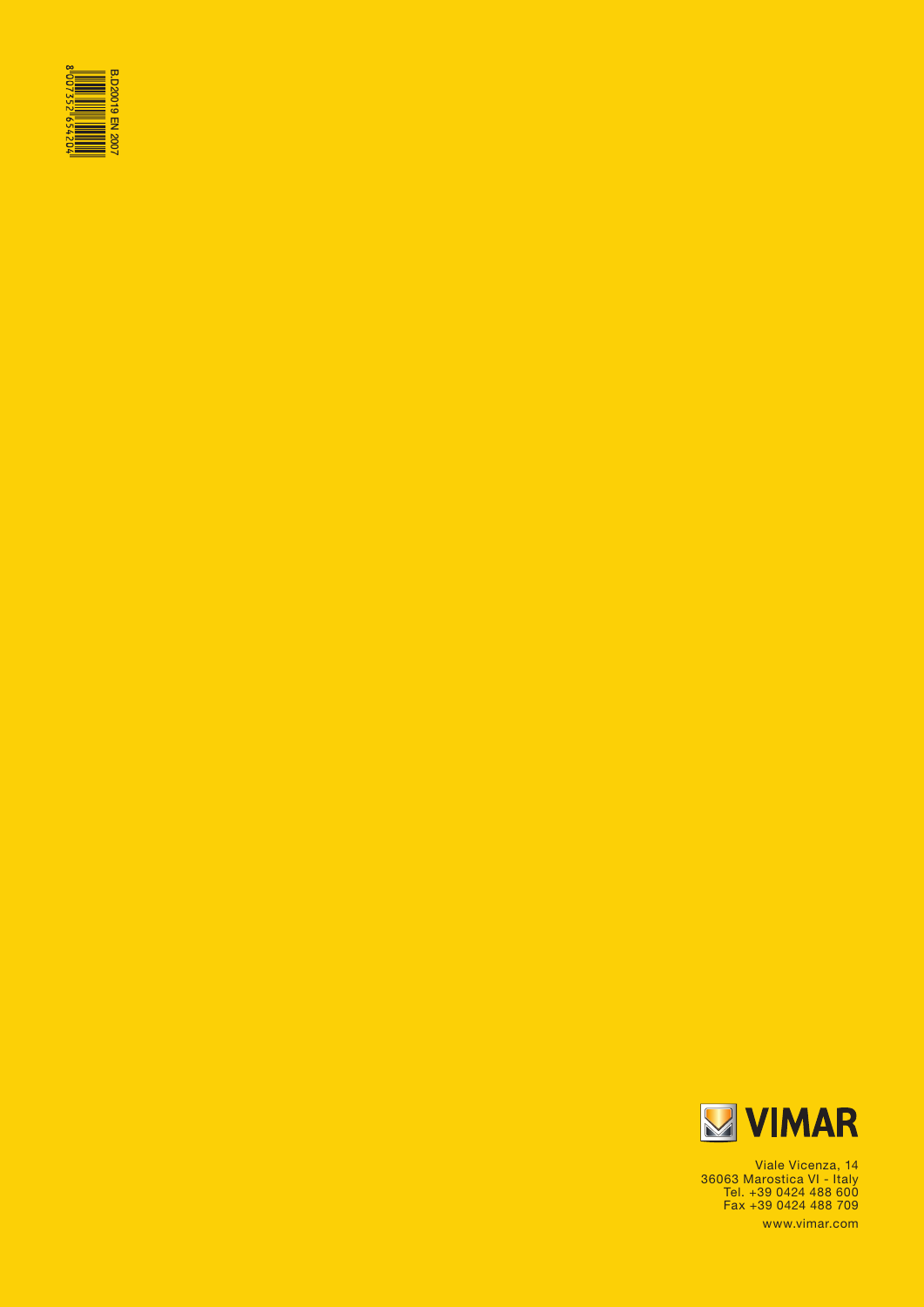B.D20019 EN 2007

8 007352 654204

VIMAR

Viale Vicenza, 14
36063 Marostica VI - Italy
Tel. +39 0424 488 600
Fax +39 0424 488 709

www.vimar.com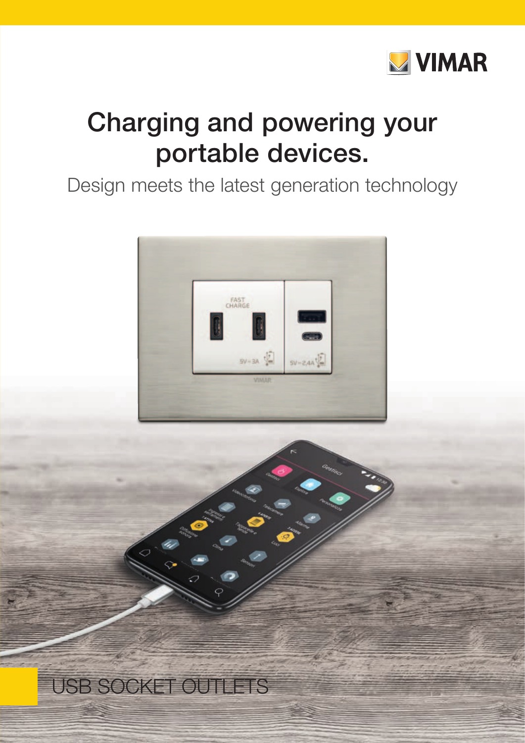VIMAR

# Charging and powering your portable devices.

Design meets the latest generation technology

USB SOCKET OUTLETS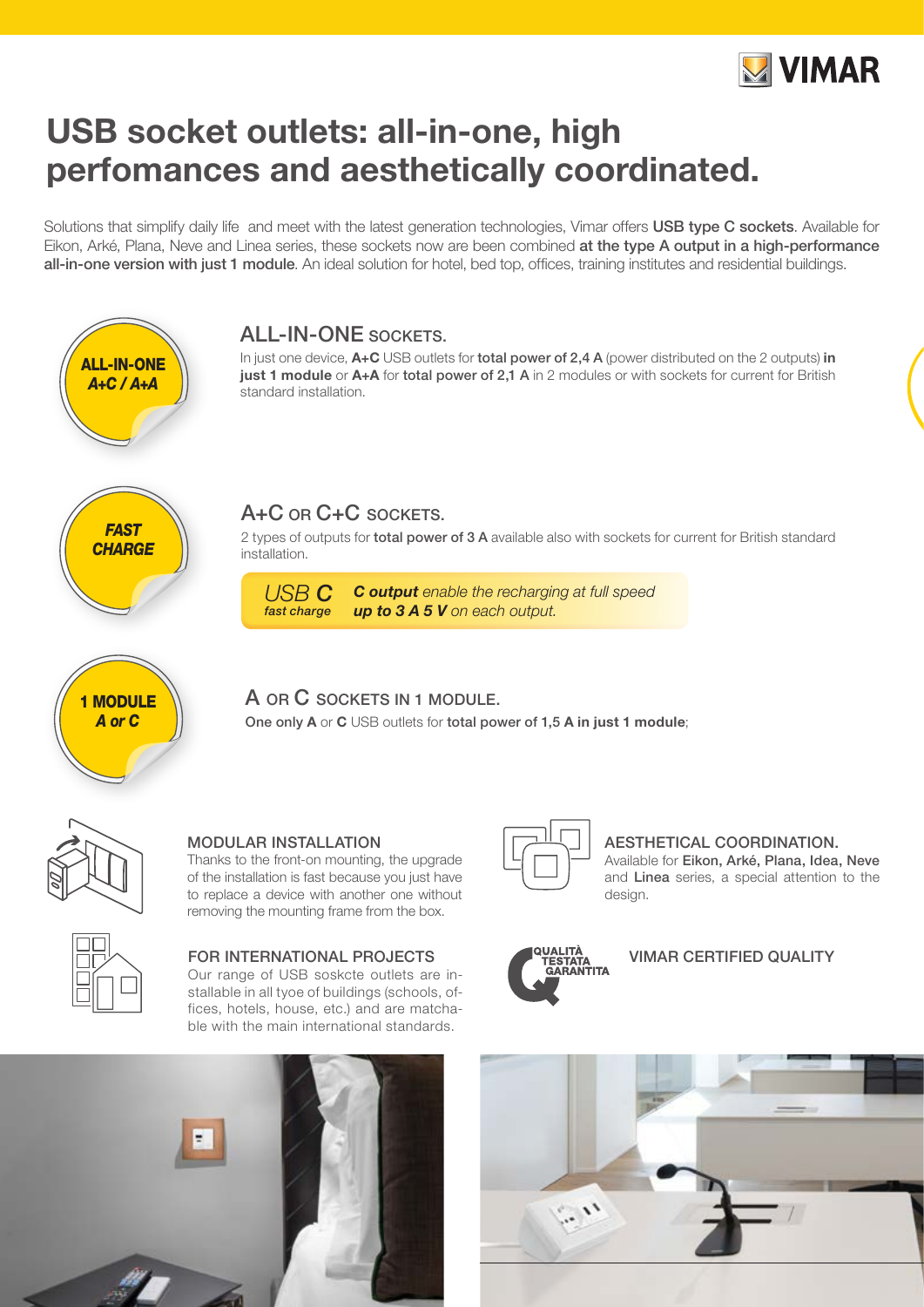# USB socket outlets: all-in-one, high perfomances and aesthetically coordinated.

Solutions that simplify daily life and meet with the latest generation technologies, Vimar offers **USB type C sockets**. Available for Eikon, Arké, Plana, Neve and Linea series, these sockets now are been combined **at the type A output in a high-performance all-in-one version with just 1 module**. An ideal solution for hotel, bed top, offices, training institutes and residential buildings.

**ALL-IN-ONE**
***A+C / A+A***

## ALL-IN-ONE SOCKETS.

In just one device, **A+C** USB outlets for **total power of 2,4 A** (power distributed on the 2 outputs) **in just 1 module** or **A+A** for **total power of 2,1 A** in 2 modules or with sockets for current for British standard installation.

***FAST CHARGE***

## A+C OR C+C SOCKETS.

2 types of outputs for **total power of 3 A** available also with sockets for current for British standard installation.

*USB* ***C***
*fast charge*

***C output*** *enable the recharging at full speed* ***up to 3 A 5 V*** *on each output.*

**1 MODULE**
***A or C***

## A OR C SOCKETS IN 1 MODULE.

**One only A** or **C** USB outlets for **total power of 1,5 A in just 1 module**;

### MODULAR INSTALLATION

Thanks to the front-on mounting, the upgrade of the installation is fast because you just have to replace a device with another one without removing the mounting frame from the box.

### FOR INTERNATIONAL PROJECTS

Our range of USB soskcte outlets are installable in all tyoe of buildings (schools, offices, hotels, house, etc.) and are matchable with the main international standards.

### AESTHETICAL COORDINATION.

Available for **Eikon, Arké, Plana, Idea, Neve** and **Linea** series, a special attention to the design.

QUALITÀ TESTATA GARANTITA

### VIMAR CERTIFIED QUALITY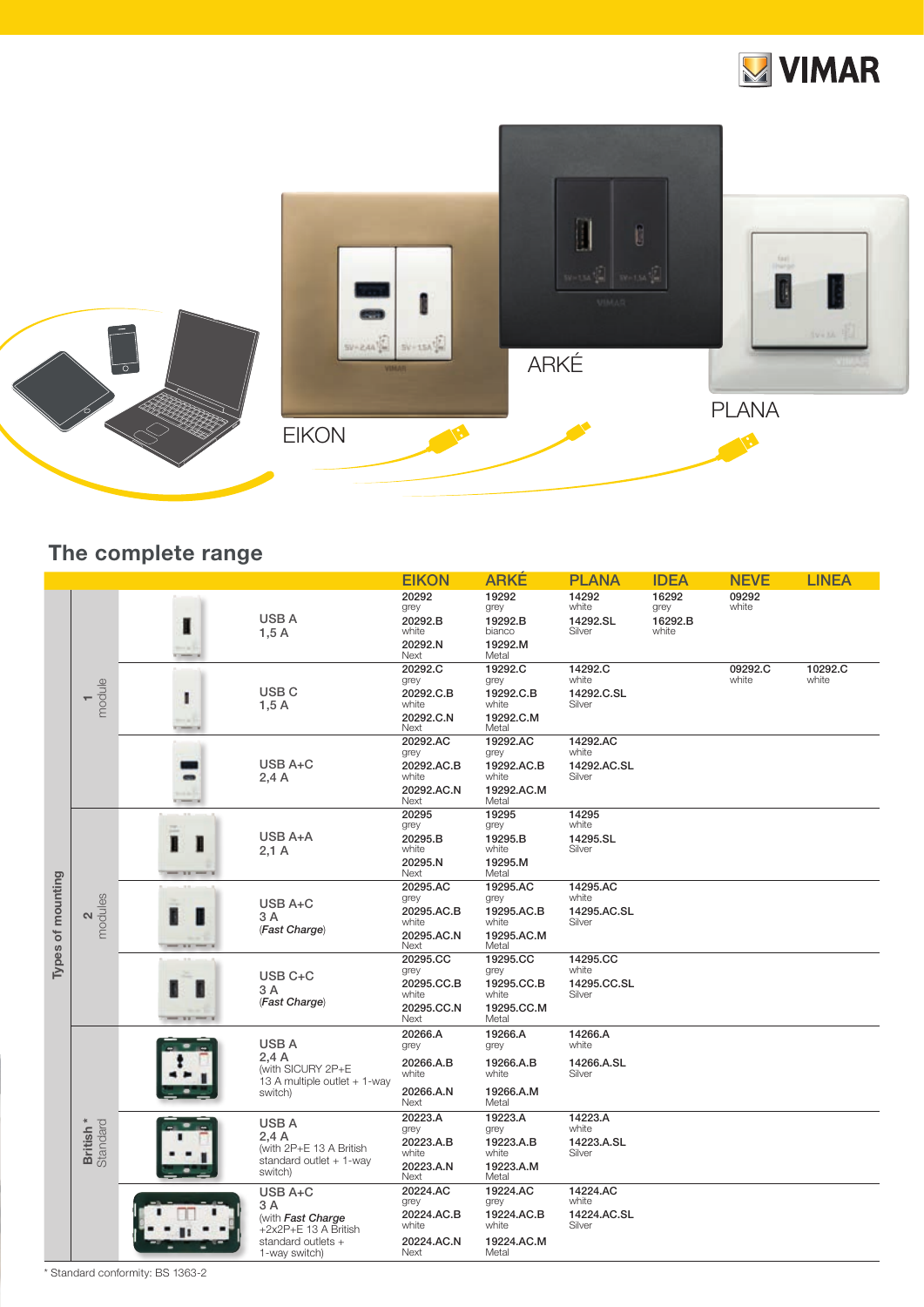VIMAR

EIKON

ARKÉ

PLANA

## The complete range

| Types of mounting | | Type | EIKON | ARKÉ | PLANA | IDEA | NEVE | LINEA |
|---|---|---|---|---|---|---|---|---|
| 1 module | | USB A 1,5 A | 20292 grey 20292.B white 20292.N Next | 19292 grey 19292.B bianco 19292.M Metal | 14292 white 14292.SL Silver | 16292 grey 16292.B white | 09292 white | |
| | | USB C 1,5 A | 20292.C grey 20292.C.B white 20292.C.N Next | 19292.C grey 19292.C.B white 19292.C.M Metal | 14292.C white 14292.C.SL Silver | | 09292.C white | 10292.C white |
| | | USB A+C 2,4 A | 20292.AC grey 20292.AC.B white 20292.AC.N Next | 19292.AC grey 19292.AC.B white 19292.AC.M Metal | 14292.AC white 14292.AC.SL Silver | | | |
| 2 modules | | USB A+A 2,1 A | 20295 grey 20295.B white 20295.N Next | 19295 grey 19295.B white 19295.M Metal | 14295 white 14295.SL Silver | | | |
| | | USB A+C 3 A (*Fast Charge*) | 20295.AC grey 20295.AC.B white 20295.AC.N Next | 19295.AC grey 19295.AC.B white 19295.AC.M Metal | 14295.AC white 14295.AC.SL Silver | | | |
| | | USB C+C 3 A (*Fast Charge*) | 20295.CC grey 20295.CC.B white 20295.CC.N Next | 19295.CC grey 19295.CC.B white 19295.CC.M Metal | 14295.CC white 14295.CC.SL Silver | | | |
| British * Standard | | USB A 2,4 A (with SICURY 2P+E 13 A multiple outlet + 1-way switch) | 20266.A grey 20266.A.B white 20266.A.N Next | 19266.A grey 19266.A.B white 19266.A.M Metal | 14266.A white 14266.A.SL Silver | | | |
| | | USB A 2,4 A (with 2P+E 13 A British standard outlet + 1-way switch) | 20223.A grey 20223.A.B white 20223.A.N Next | 19223.A grey 19223.A.B white 19223.A.M Metal | 14223.A white 14223.A.SL Silver | | | |
| | | USB A+C 3 A (with *Fast Charge* +2x2P+E 13 A British standard outlets + 1-way switch) | 20224.AC grey 20224.AC.B white 20224.AC.N Next | 19224.AC grey 19224.AC.B white 19224.AC.M Metal | 14224.AC white 14224.AC.SL Silver | | | |

* Standard conformity: BS 1363-2